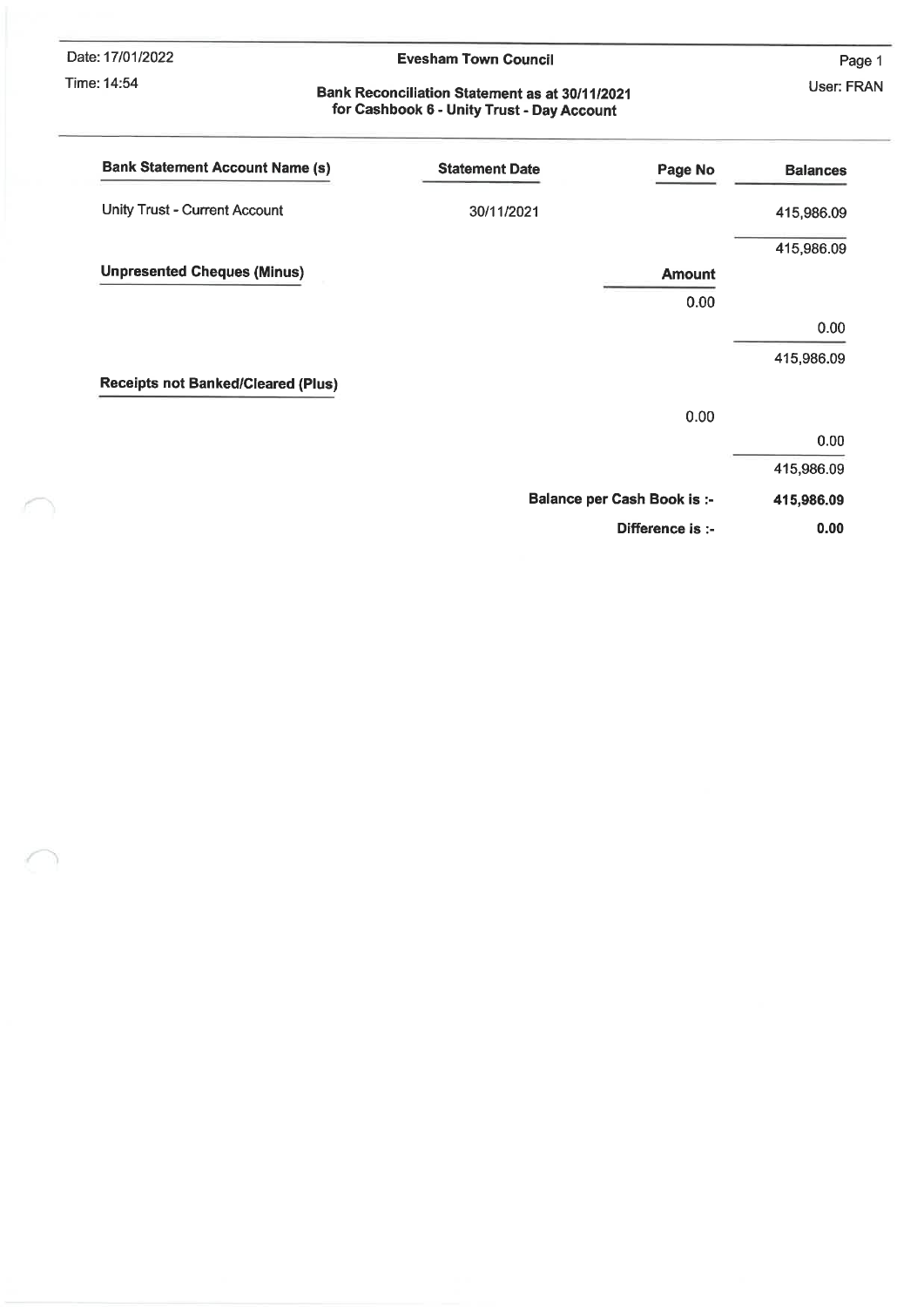Date: 17/01/2022

Time: 14:54

**Evesham Town Council**

**Bank Reconciliation Statement as at 30/11/2021**
**for Cashbook 6 - Unity Trust - Day Account**

User: FRAN

| Bank Statement Account Name (s) | Statement Date | Page No | Balances |
|---|---|---|---|
| Unity Trust - Current Account | 30/11/2021 | | 415,986.09 |
| | | | 415,986.09 |
| **Unpresented Cheques (Minus)** | | **Amount** | |
| | | 0.00 | |
| | | | 0.00 |
| | | | 415,986.09 |
| **Receipts not Banked/Cleared (Plus)** | | | |
| | | 0.00 | |
| | | | 0.00 |
| | | | 415,986.09 |
| | | **Balance per Cash Book is :-** | **415,986.09** |
| | | **Difference is :-** | **0.00** |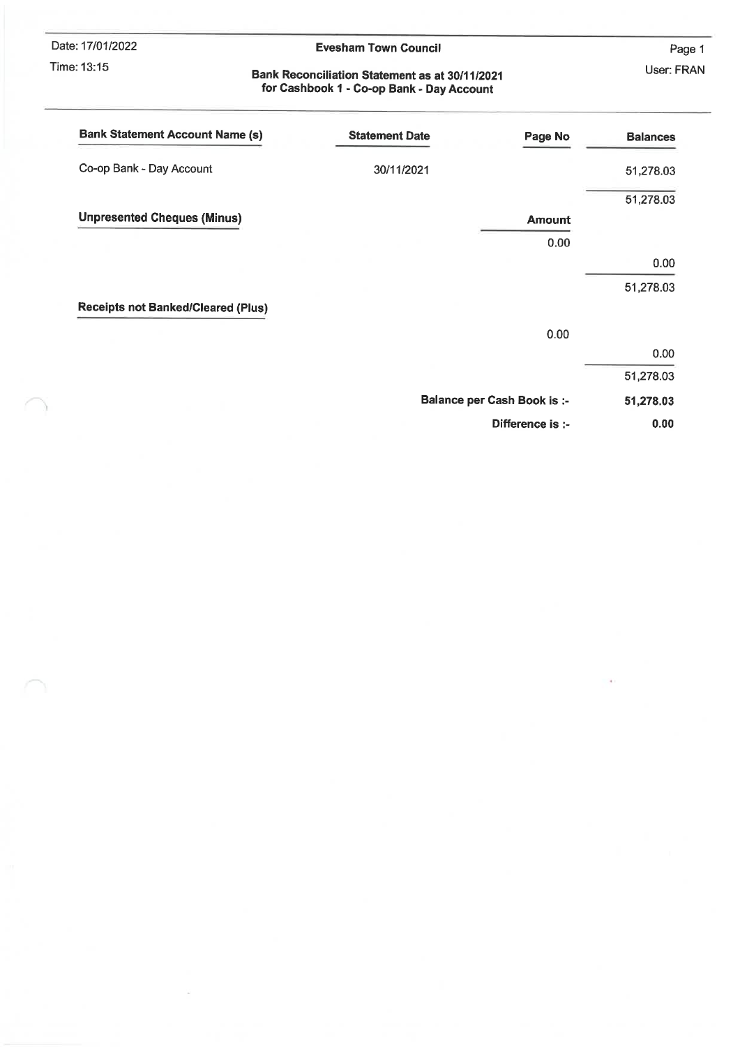Date: 17/01/2022

Time: 13:15

**Evesham Town Council**

**Bank Reconciliation Statement as at 30/11/2021 for Cashbook 1 - Co-op Bank - Day Account**

User: FRAN

| Bank Statement Account Name (s) | Statement Date | Page No | Balances |
|---|---|---|---|
| Co-op Bank - Day Account | 30/11/2021 | | 51,278.03 |
| | | | 51,278.03 |
| **Unpresented Cheques (Minus)** | | **Amount** | |
| | | 0.00 | |
| | | | 0.00 |
| | | | 51,278.03 |
| **Receipts not Banked/Cleared (Plus)** | | | |
| | | 0.00 | |
| | | | 0.00 |
| | | | 51,278.03 |
| | | **Balance per Cash Book is :-** | **51,278.03** |
| | | **Difference is :-** | **0.00** |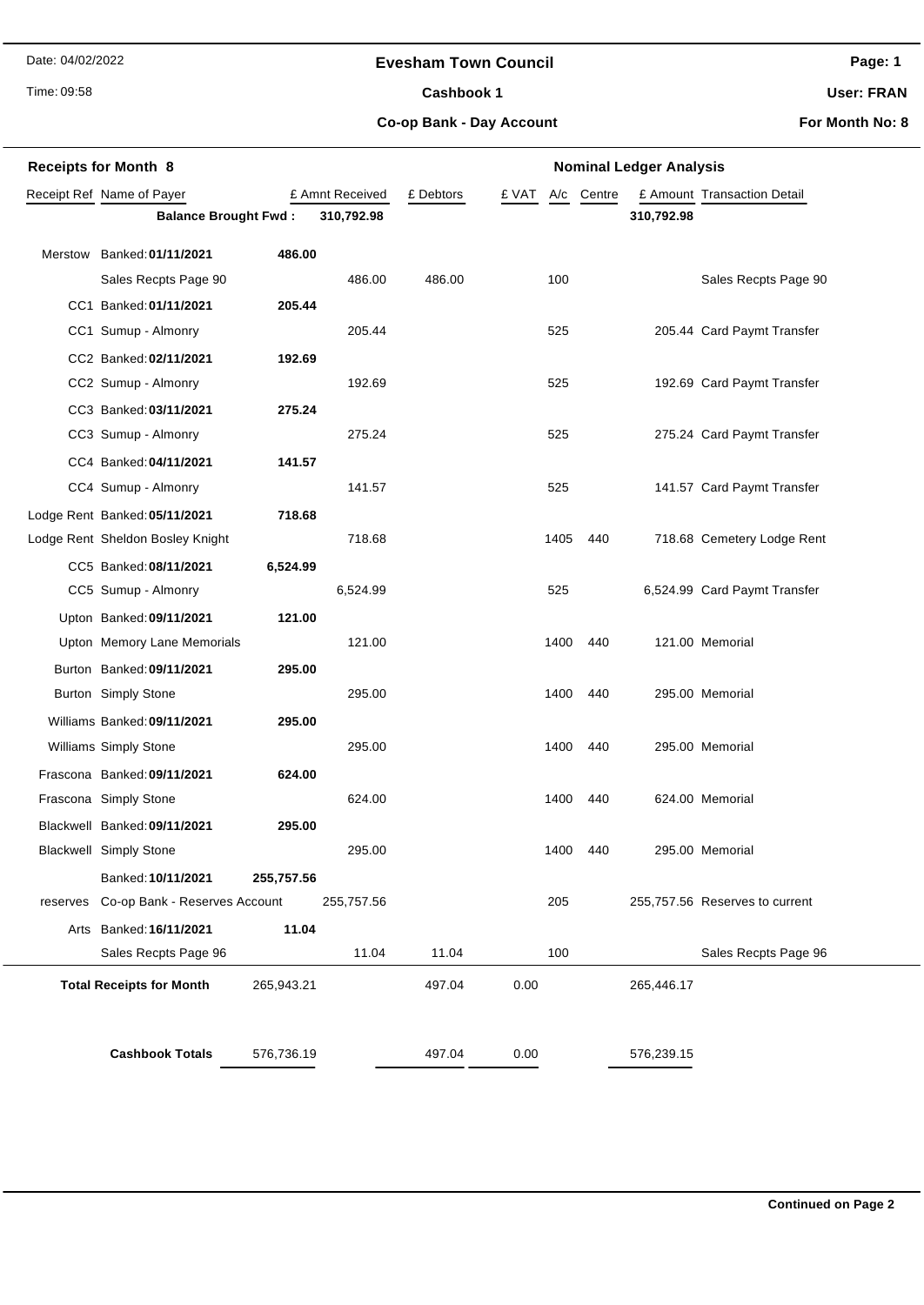Date: 04/02/2022

Time: 09:58

# Evesham Town Council

## Cashbook 1

### Co-op Bank - Day Account

**Page: 1**

**User: FRAN**

**For Month No: 8**

| **Receipts for Month 8** | | | | | | **Nominal Ledger Analysis** | | | |
|---|---|---|---|---|---|---|---|---|---|
| Receipt Ref | Name of Payer | £ Amnt Received | | £ Debtors | £ VAT | A/c | Centre | £ Amount | Transaction Detail |
| | **Balance Brought Fwd :** | | **310,792.98** | | | | | **310,792.98** | |
| Merstow | Banked: **01/11/2021** | **486.00** | | | | | | | |
| | Sales Recpts Page 90 | | 486.00 | 486.00 | | 100 | | | Sales Recpts Page 90 |
| CC1 | Banked: **01/11/2021** | **205.44** | | | | | | | |
| CC1 | Sumup - Almonry | | 205.44 | | | 525 | | 205.44 | Card Paymt Transfer |
| CC2 | Banked: **02/11/2021** | **192.69** | | | | | | | |
| CC2 | Sumup - Almonry | | 192.69 | | | 525 | | 192.69 | Card Paymt Transfer |
| CC3 | Banked: **03/11/2021** | **275.24** | | | | | | | |
| CC3 | Sumup - Almonry | | 275.24 | | | 525 | | 275.24 | Card Paymt Transfer |
| CC4 | Banked: **04/11/2021** | **141.57** | | | | | | | |
| CC4 | Sumup - Almonry | | 141.57 | | | 525 | | 141.57 | Card Paymt Transfer |
| Lodge Rent | Banked: **05/11/2021** | **718.68** | | | | | | | |
| Lodge Rent | Sheldon Bosley Knight | | 718.68 | | | 1405 | 440 | 718.68 | Cemetery Lodge Rent |
| CC5 | Banked: **08/11/2021** | **6,524.99** | | | | | | | |
| CC5 | Sumup - Almonry | | 6,524.99 | | | 525 | | 6,524.99 | Card Paymt Transfer |
| Upton | Banked: **09/11/2021** | **121.00** | | | | | | | |
| Upton | Memory Lane Memorials | | 121.00 | | | 1400 | 440 | 121.00 | Memorial |
| Burton | Banked: **09/11/2021** | **295.00** | | | | | | | |
| Burton | Simply Stone | | 295.00 | | | 1400 | 440 | 295.00 | Memorial |
| Williams | Banked: **09/11/2021** | **295.00** | | | | | | | |
| Williams | Simply Stone | | 295.00 | | | 1400 | 440 | 295.00 | Memorial |
| Frascona | Banked: **09/11/2021** | **624.00** | | | | | | | |
| Frascona | Simply Stone | | 624.00 | | | 1400 | 440 | 624.00 | Memorial |
| Blackwell | Banked: **09/11/2021** | **295.00** | | | | | | | |
| Blackwell | Simply Stone | | 295.00 | | | 1400 | 440 | 295.00 | Memorial |
| | Banked: **10/11/2021** | **255,757.56** | | | | | | | |
| reserves | Co-op Bank - Reserves Account | | 255,757.56 | | | 205 | | 255,757.56 | Reserves to current |
| Arts | Banked: **16/11/2021** | **11.04** | | | | | | | |
| | Sales Recpts Page 96 | | 11.04 | 11.04 | | 100 | | | Sales Recpts Page 96 |
| | **Total Receipts for Month** | 265,943.21 | | 497.04 | 0.00 | | | 265,446.17 | |
| | **Cashbook Totals** | 576,736.19 | | 497.04 | 0.00 | | | 576,239.15 | |

**Continued on Page 2**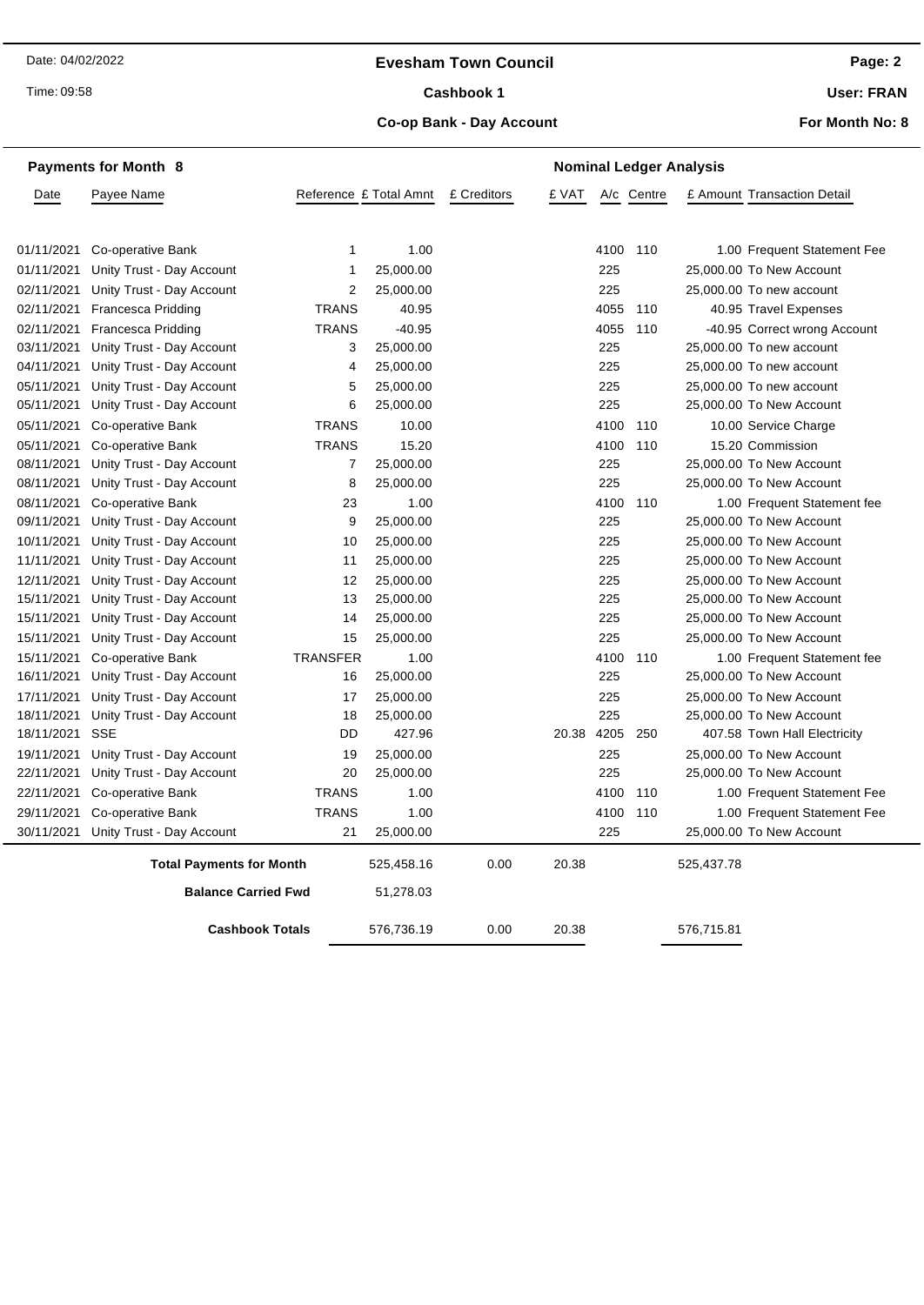**Evesham Town Council**

**Cashbook 1**

**Co-op Bank - Day Account**

Date: 04/02/2022

Time: 09:58

**User: FRAN**

**For Month No: 8**

**Payments for Month 8** — **Nominal Ledger Analysis**

| Date | Payee Name | Reference | £ Total Amnt | £ Creditors | £ VAT | A/c | Centre | £ Amount | Transaction Detail |
|---|---|---|---|---|---|---|---|---|---|
| 01/11/2021 | Co-operative Bank | 1 | 1.00 | | | 4100 | 110 | 1.00 | Frequent Statement Fee |
| 01/11/2021 | Unity Trust - Day Account | 1 | 25,000.00 | | | 225 | | 25,000.00 | To New Account |
| 02/11/2021 | Unity Trust - Day Account | 2 | 25,000.00 | | | 225 | | 25,000.00 | To new account |
| 02/11/2021 | Francesca Pridding | TRANS | 40.95 | | | 4055 | 110 | 40.95 | Travel Expenses |
| 02/11/2021 | Francesca Pridding | TRANS | -40.95 | | | 4055 | 110 | -40.95 | Correct wrong Account |
| 03/11/2021 | Unity Trust - Day Account | 3 | 25,000.00 | | | 225 | | 25,000.00 | To new account |
| 04/11/2021 | Unity Trust - Day Account | 4 | 25,000.00 | | | 225 | | 25,000.00 | To new account |
| 05/11/2021 | Unity Trust - Day Account | 5 | 25,000.00 | | | 225 | | 25,000.00 | To new account |
| 05/11/2021 | Unity Trust - Day Account | 6 | 25,000.00 | | | 225 | | 25,000.00 | To New Account |
| 05/11/2021 | Co-operative Bank | TRANS | 10.00 | | | 4100 | 110 | 10.00 | Service Charge |
| 05/11/2021 | Co-operative Bank | TRANS | 15.20 | | | 4100 | 110 | 15.20 | Commission |
| 08/11/2021 | Unity Trust - Day Account | 7 | 25,000.00 | | | 225 | | 25,000.00 | To New Account |
| 08/11/2021 | Unity Trust - Day Account | 8 | 25,000.00 | | | 225 | | 25,000.00 | To New Account |
| 08/11/2021 | Co-operative Bank | 23 | 1.00 | | | 4100 | 110 | 1.00 | Frequent Statement fee |
| 09/11/2021 | Unity Trust - Day Account | 9 | 25,000.00 | | | 225 | | 25,000.00 | To New Account |
| 10/11/2021 | Unity Trust - Day Account | 10 | 25,000.00 | | | 225 | | 25,000.00 | To New Account |
| 11/11/2021 | Unity Trust - Day Account | 11 | 25,000.00 | | | 225 | | 25,000.00 | To New Account |
| 12/11/2021 | Unity Trust - Day Account | 12 | 25,000.00 | | | 225 | | 25,000.00 | To New Account |
| 15/11/2021 | Unity Trust - Day Account | 13 | 25,000.00 | | | 225 | | 25,000.00 | To New Account |
| 15/11/2021 | Unity Trust - Day Account | 14 | 25,000.00 | | | 225 | | 25,000.00 | To New Account |
| 15/11/2021 | Unity Trust - Day Account | 15 | 25,000.00 | | | 225 | | 25,000.00 | To New Account |
| 15/11/2021 | Co-operative Bank | TRANSFER | 1.00 | | | 4100 | 110 | 1.00 | Frequent Statement fee |
| 16/11/2021 | Unity Trust - Day Account | 16 | 25,000.00 | | | 225 | | 25,000.00 | To New Account |
| 17/11/2021 | Unity Trust - Day Account | 17 | 25,000.00 | | | 225 | | 25,000.00 | To New Account |
| 18/11/2021 | Unity Trust - Day Account | 18 | 25,000.00 | | | 225 | | 25,000.00 | To New Account |
| 18/11/2021 | SSE | DD | 427.96 | | 20.38 | 4205 | 250 | 407.58 | Town Hall Electricity |
| 19/11/2021 | Unity Trust - Day Account | 19 | 25,000.00 | | | 225 | | 25,000.00 | To New Account |
| 22/11/2021 | Unity Trust - Day Account | 20 | 25,000.00 | | | 225 | | 25,000.00 | To New Account |
| 22/11/2021 | Co-operative Bank | TRANS | 1.00 | | | 4100 | 110 | 1.00 | Frequent Statement Fee |
| 29/11/2021 | Co-operative Bank | TRANS | 1.00 | | | 4100 | 110 | 1.00 | Frequent Statement Fee |
| 30/11/2021 | Unity Trust - Day Account | 21 | 25,000.00 | | | 225 | | 25,000.00 | To New Account |
| | **Total Payments for Month** | | 525,458.16 | 0.00 | 20.38 | | | 525,437.78 | |
| | **Balance Carried Fwd** | | 51,278.03 | | | | | | |
| | **Cashbook Totals** | | 576,736.19 | 0.00 | 20.38 | | | 576,715.81 | |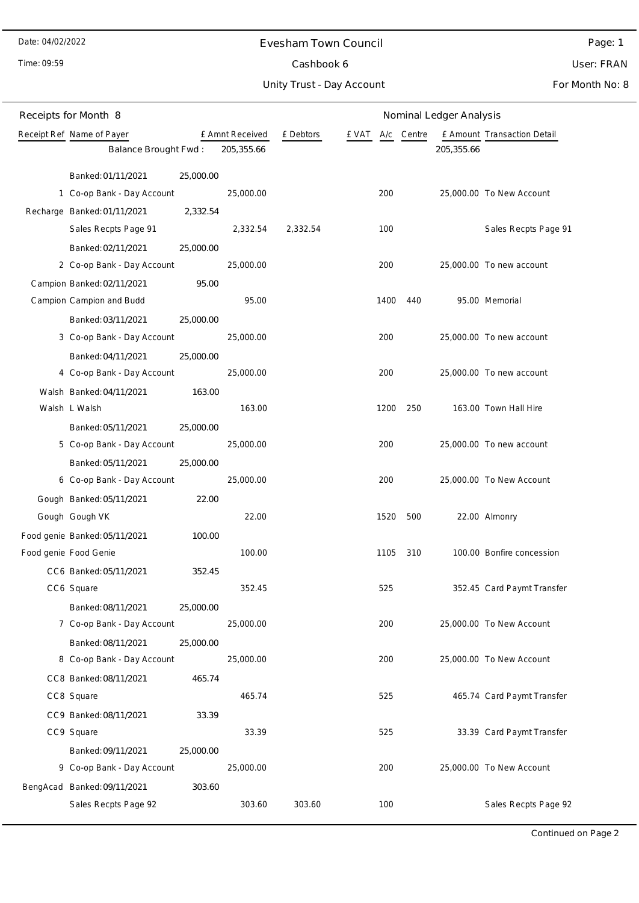Date: 04/02/2022

Time: 09:59

# Evesham Town Council

## Cashbook 6

## Unity Trust - Day Account

User: FRAN

For Month No: 8

### Receipts for Month 8

| Receipt Ref | Name of Payer | | £ Amnt Received | £ Debtors | £ VAT | A/c | Centre | £ Amount | Transaction Detail |
|---|---|---|---|---|---|---|---|---|---|
| | Balance Brought Fwd : | | 205,355.66 | | | | | 205,355.66 | |
| | Banked: 01/11/2021 | 25,000.00 | | | | | | | |
| 1 | Co-op Bank - Day Account | | 25,000.00 | | | 200 | | 25,000.00 | To New Account |
| Recharge | Banked: 01/11/2021 | 2,332.54 | | | | | | | |
| | Sales Recpts Page 91 | | 2,332.54 | 2,332.54 | | 100 | | | Sales Recpts Page 91 |
| | Banked: 02/11/2021 | 25,000.00 | | | | | | | |
| 2 | Co-op Bank - Day Account | | 25,000.00 | | | 200 | | 25,000.00 | To new account |
| Campion | Banked: 02/11/2021 | 95.00 | | | | | | | |
| Campion | Campion and Budd | | 95.00 | | | 1400 | 440 | 95.00 | Memorial |
| | Banked: 03/11/2021 | 25,000.00 | | | | | | | |
| 3 | Co-op Bank - Day Account | | 25,000.00 | | | 200 | | 25,000.00 | To new account |
| | Banked: 04/11/2021 | 25,000.00 | | | | | | | |
| 4 | Co-op Bank - Day Account | | 25,000.00 | | | 200 | | 25,000.00 | To new account |
| Walsh | Banked: 04/11/2021 | 163.00 | | | | | | | |
| Walsh | L Walsh | | 163.00 | | | 1200 | 250 | 163.00 | Town Hall Hire |
| | Banked: 05/11/2021 | 25,000.00 | | | | | | | |
| 5 | Co-op Bank - Day Account | | 25,000.00 | | | 200 | | 25,000.00 | To new account |
| | Banked: 05/11/2021 | 25,000.00 | | | | | | | |
| 6 | Co-op Bank - Day Account | | 25,000.00 | | | 200 | | 25,000.00 | To New Account |
| Gough | Banked: 05/11/2021 | 22.00 | | | | | | | |
| Gough | Gough VK | | 22.00 | | | 1520 | 500 | 22.00 | Almonry |
| Food genie | Banked: 05/11/2021 | 100.00 | | | | | | | |
| Food genie | Food Genie | | 100.00 | | | 1105 | 310 | 100.00 | Bonfire concession |
| CC6 | Banked: 05/11/2021 | 352.45 | | | | | | | |
| CC6 | Square | | 352.45 | | | 525 | | 352.45 | Card Paymt Transfer |
| | Banked: 08/11/2021 | 25,000.00 | | | | | | | |
| 7 | Co-op Bank - Day Account | | 25,000.00 | | | 200 | | 25,000.00 | To New Account |
| | Banked: 08/11/2021 | 25,000.00 | | | | | | | |
| 8 | Co-op Bank - Day Account | | 25,000.00 | | | 200 | | 25,000.00 | To New Account |
| CC8 | Banked: 08/11/2021 | 465.74 | | | | | | | |
| CC8 | Square | | 465.74 | | | 525 | | 465.74 | Card Paymt Transfer |
| CC9 | Banked: 08/11/2021 | 33.39 | | | | | | | |
| CC9 | Square | | 33.39 | | | 525 | | 33.39 | Card Paymt Transfer |
| | Banked: 09/11/2021 | 25,000.00 | | | | | | | |
| 9 | Co-op Bank - Day Account | | 25,000.00 | | | 200 | | 25,000.00 | To New Account |
| BengAcad | Banked: 09/11/2021 | 303.60 | | | | | | | |
| | Sales Recpts Page 92 | | 303.60 | 303.60 | | 100 | | | Sales Recpts Page 92 |

Continued on Page 2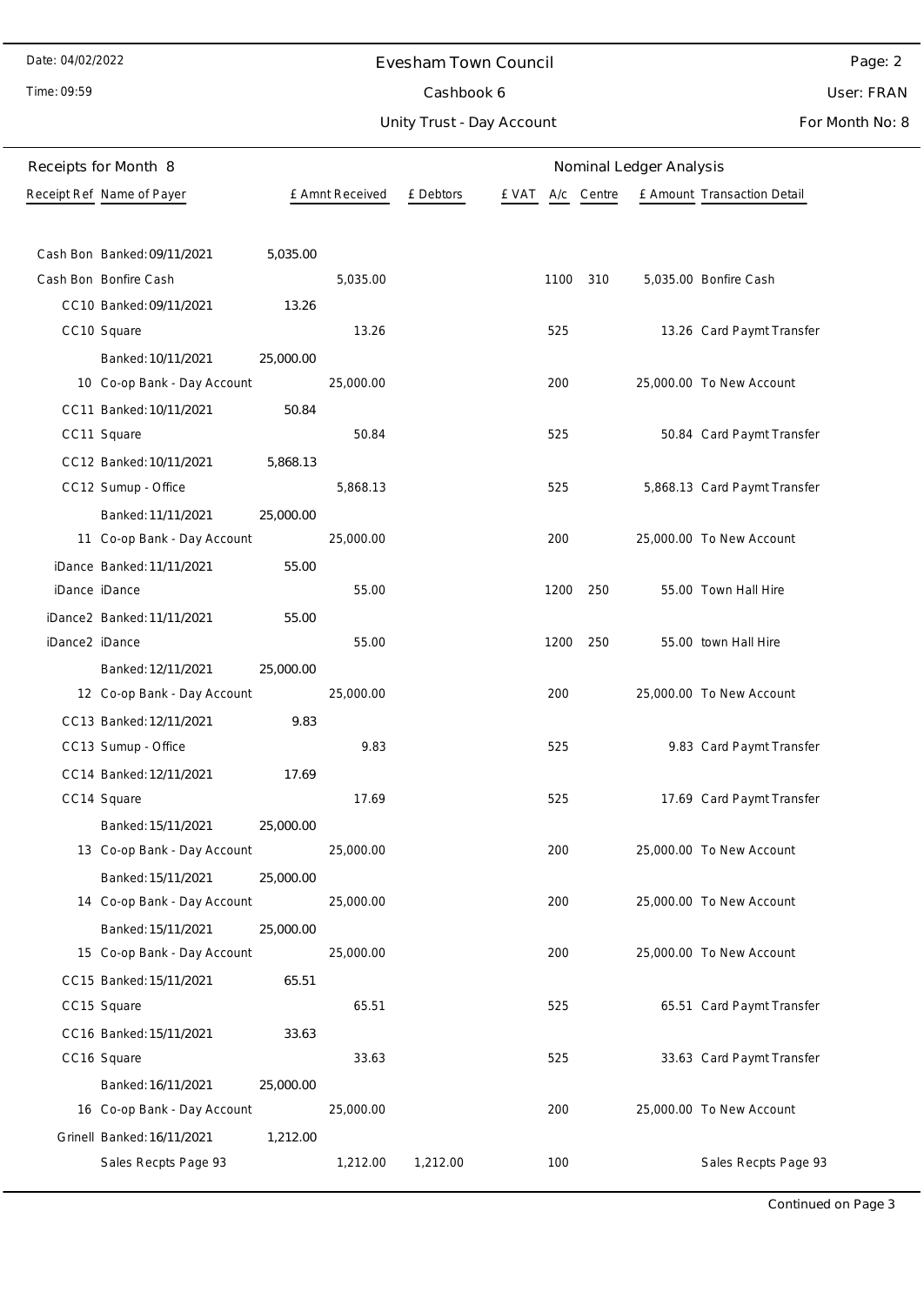# Evesham Town Council

Cashbook 6

Unity Trust - Day Account

Date: 04/02/2022
Time: 09:59
User: FRAN
For Month No: 8

## Receipts for Month 8

| Receipt Ref | Name of Payer | | £ Amnt Received | £ Debtors | £ VAT | A/c | Centre | £ Amount | Transaction Detail |
|---|---|---|---|---|---|---|---|---|---|
| Cash Bon | Banked: 09/11/2021 | 5,035.00 | | | | | | | |
| Cash Bon | Bonfire Cash | | 5,035.00 | | | 1100 | 310 | 5,035.00 | Bonfire Cash |
| CC10 | Banked: 09/11/2021 | 13.26 | | | | | | | |
| CC10 | Square | | 13.26 | | | 525 | | 13.26 | Card Paymt Transfer |
| | Banked: 10/11/2021 | 25,000.00 | | | | | | | |
| 10 | Co-op Bank - Day Account | | 25,000.00 | | | 200 | | 25,000.00 | To New Account |
| CC11 | Banked: 10/11/2021 | 50.84 | | | | | | | |
| CC11 | Square | | 50.84 | | | 525 | | 50.84 | Card Paymt Transfer |
| CC12 | Banked: 10/11/2021 | 5,868.13 | | | | | | | |
| CC12 | Sumup - Office | | 5,868.13 | | | 525 | | 5,868.13 | Card Paymt Transfer |
| | Banked: 11/11/2021 | 25,000.00 | | | | | | | |
| 11 | Co-op Bank - Day Account | | 25,000.00 | | | 200 | | 25,000.00 | To New Account |
| iDance | Banked: 11/11/2021 | 55.00 | | | | | | | |
| iDance | iDance | | 55.00 | | | 1200 | 250 | 55.00 | Town Hall Hire |
| iDance2 | Banked: 11/11/2021 | 55.00 | | | | | | | |
| iDance2 | iDance | | 55.00 | | | 1200 | 250 | 55.00 | town Hall Hire |
| | Banked: 12/11/2021 | 25,000.00 | | | | | | | |
| 12 | Co-op Bank - Day Account | | 25,000.00 | | | 200 | | 25,000.00 | To New Account |
| CC13 | Banked: 12/11/2021 | 9.83 | | | | | | | |
| CC13 | Sumup - Office | | 9.83 | | | 525 | | 9.83 | Card Paymt Transfer |
| CC14 | Banked: 12/11/2021 | 17.69 | | | | | | | |
| CC14 | Square | | 17.69 | | | 525 | | 17.69 | Card Paymt Transfer |
| | Banked: 15/11/2021 | 25,000.00 | | | | | | | |
| 13 | Co-op Bank - Day Account | | 25,000.00 | | | 200 | | 25,000.00 | To New Account |
| | Banked: 15/11/2021 | 25,000.00 | | | | | | | |
| 14 | Co-op Bank - Day Account | | 25,000.00 | | | 200 | | 25,000.00 | To New Account |
| | Banked: 15/11/2021 | 25,000.00 | | | | | | | |
| 15 | Co-op Bank - Day Account | | 25,000.00 | | | 200 | | 25,000.00 | To New Account |
| CC15 | Banked: 15/11/2021 | 65.51 | | | | | | | |
| CC15 | Square | | 65.51 | | | 525 | | 65.51 | Card Paymt Transfer |
| CC16 | Banked: 15/11/2021 | 33.63 | | | | | | | |
| CC16 | Square | | 33.63 | | | 525 | | 33.63 | Card Paymt Transfer |
| | Banked: 16/11/2021 | 25,000.00 | | | | | | | |
| 16 | Co-op Bank - Day Account | | 25,000.00 | | | 200 | | 25,000.00 | To New Account |
| Grinell | Banked: 16/11/2021 | 1,212.00 | | | | | | | |
| | Sales Recpts Page 93 | | 1,212.00 | 1,212.00 | | 100 | | | Sales Recpts Page 93 |

Continued on Page 3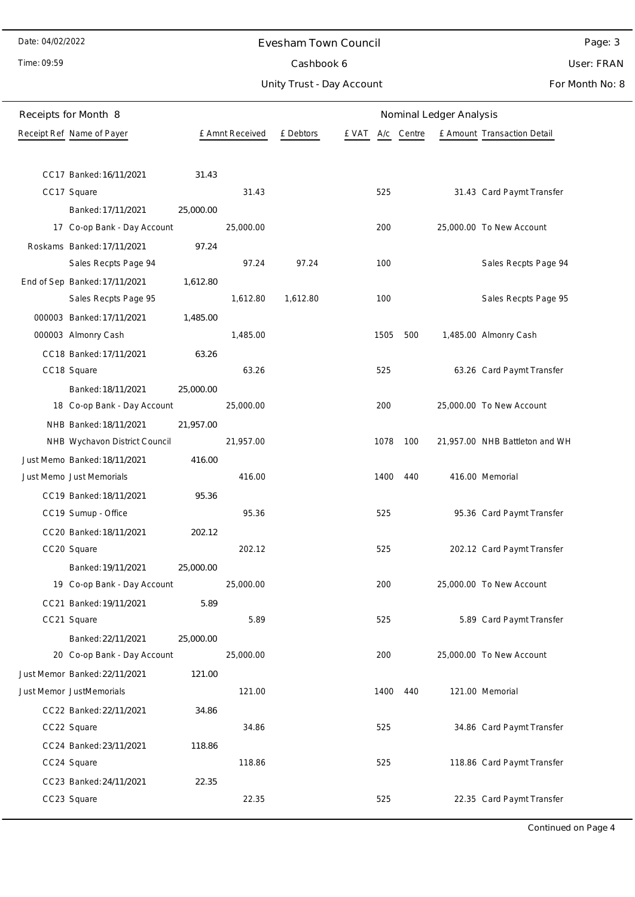# Evesham Town Council

## Cashbook 6

### Unity Trust - Day Account

Date: 04/02/2022
Time: 09:59

Page: 3
User: FRAN
For Month No: 8

Receipts for Month 8 — Nominal Ledger Analysis

| Receipt Ref | Name of Payer | | £ Amnt Received | £ Debtors | £ VAT | A/c | Centre | £ Amount | Transaction Detail |
|---|---|---|---|---|---|---|---|---|---|
| CC17 | Banked: 16/11/2021 | 31.43 | | | | | | | |
| CC17 | Square | | 31.43 | | | 525 | | 31.43 | Card Paymt Transfer |
| | Banked: 17/11/2021 | 25,000.00 | | | | | | | |
| 17 | Co-op Bank - Day Account | | 25,000.00 | | | 200 | | 25,000.00 | To New Account |
| Roskams | Banked: 17/11/2021 | 97.24 | | | | | | | |
| | Sales Recpts Page 94 | | 97.24 | 97.24 | | 100 | | | Sales Recpts Page 94 |
| End of Sep | Banked: 17/11/2021 | 1,612.80 | | | | | | | |
| | Sales Recpts Page 95 | | 1,612.80 | 1,612.80 | | 100 | | | Sales Recpts Page 95 |
| 000003 | Banked: 17/11/2021 | 1,485.00 | | | | | | | |
| 000003 | Almonry Cash | | 1,485.00 | | | 1505 | 500 | 1,485.00 | Almonry Cash |
| CC18 | Banked: 17/11/2021 | 63.26 | | | | | | | |
| CC18 | Square | | 63.26 | | | 525 | | 63.26 | Card Paymt Transfer |
| | Banked: 18/11/2021 | 25,000.00 | | | | | | | |
| 18 | Co-op Bank - Day Account | | 25,000.00 | | | 200 | | 25,000.00 | To New Account |
| NHB | Banked: 18/11/2021 | 21,957.00 | | | | | | | |
| NHB | Wychavon District Council | | 21,957.00 | | | 1078 | 100 | 21,957.00 | NHB Battleton and WH |
| Just Memo | Banked: 18/11/2021 | 416.00 | | | | | | | |
| Just Memo | Just Memorials | | 416.00 | | | 1400 | 440 | 416.00 | Memorial |
| CC19 | Banked: 18/11/2021 | 95.36 | | | | | | | |
| CC19 | Sumup - Office | | 95.36 | | | 525 | | 95.36 | Card Paymt Transfer |
| CC20 | Banked: 18/11/2021 | 202.12 | | | | | | | |
| CC20 | Square | | 202.12 | | | 525 | | 202.12 | Card Paymt Transfer |
| | Banked: 19/11/2021 | 25,000.00 | | | | | | | |
| 19 | Co-op Bank - Day Account | | 25,000.00 | | | 200 | | 25,000.00 | To New Account |
| CC21 | Banked: 19/11/2021 | 5.89 | | | | | | | |
| CC21 | Square | | 5.89 | | | 525 | | 5.89 | Card Paymt Transfer |
| | Banked: 22/11/2021 | 25,000.00 | | | | | | | |
| 20 | Co-op Bank - Day Account | | 25,000.00 | | | 200 | | 25,000.00 | To New Account |
| Just Memor | Banked: 22/11/2021 | 121.00 | | | | | | | |
| Just Memor | JustMemorials | | 121.00 | | | 1400 | 440 | 121.00 | Memorial |
| CC22 | Banked: 22/11/2021 | 34.86 | | | | | | | |
| CC22 | Square | | 34.86 | | | 525 | | 34.86 | Card Paymt Transfer |
| CC24 | Banked: 23/11/2021 | 118.86 | | | | | | | |
| CC24 | Square | | 118.86 | | | 525 | | 118.86 | Card Paymt Transfer |
| CC23 | Banked: 24/11/2021 | 22.35 | | | | | | | |
| CC23 | Square | | 22.35 | | | 525 | | 22.35 | Card Paymt Transfer |

Continued on Page 4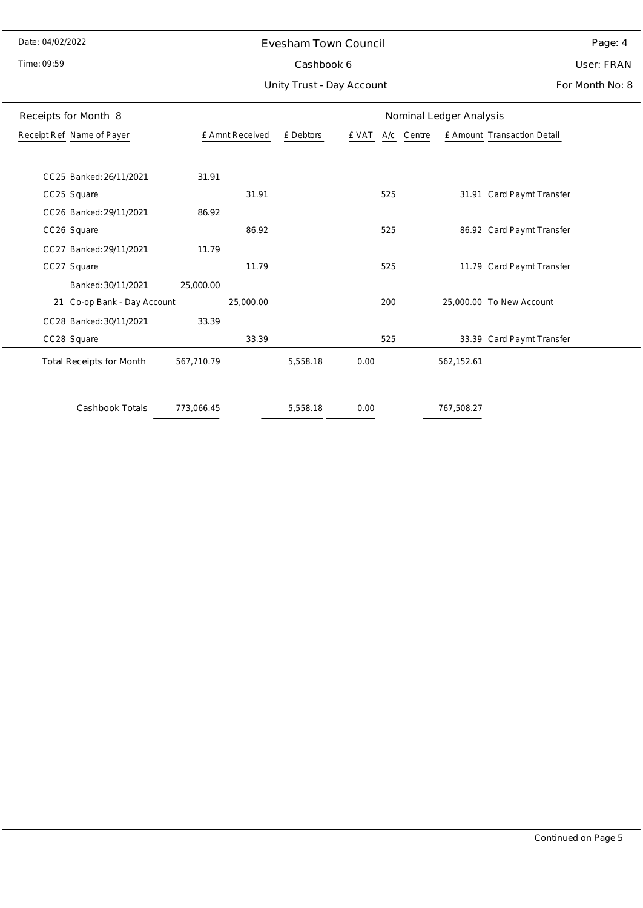# Evesham Town Council

## Cashbook 6

### Unity Trust - Day Account

For Month No: 8

Receipts for Month 8

| Receipt Ref | Name of Payer | £ Amnt Received | £ Debtors | £ VAT | A/c | Centre | £ Amount | Transaction Detail |
|---|---|---|---|---|---|---|---|---|
| CC25 | Banked: 26/11/2021 | 31.91 | | | | | | |
| CC25 | Square | | 31.91 | | 525 | | 31.91 | Card Paymt Transfer |
| CC26 | Banked: 29/11/2021 | 86.92 | | | | | | |
| CC26 | Square | | 86.92 | | 525 | | 86.92 | Card Paymt Transfer |
| CC27 | Banked: 29/11/2021 | 11.79 | | | | | | |
| CC27 | Square | | 11.79 | | 525 | | 11.79 | Card Paymt Transfer |
| | Banked: 30/11/2021 | 25,000.00 | | | | | | |
| 21 | Co-op Bank - Day Account | | 25,000.00 | | 200 | | 25,000.00 | To New Account |
| CC28 | Banked: 30/11/2021 | 33.39 | | | | | | |
| CC28 | Square | | 33.39 | | 525 | | 33.39 | Card Paymt Transfer |
| | Total Receipts for Month | 567,710.79 | 5,558.18 | 0.00 | | | 562,152.61 | |
| | Cashbook Totals | 773,066.45 | 5,558.18 | 0.00 | | | 767,508.27 | |

Continued on Page 5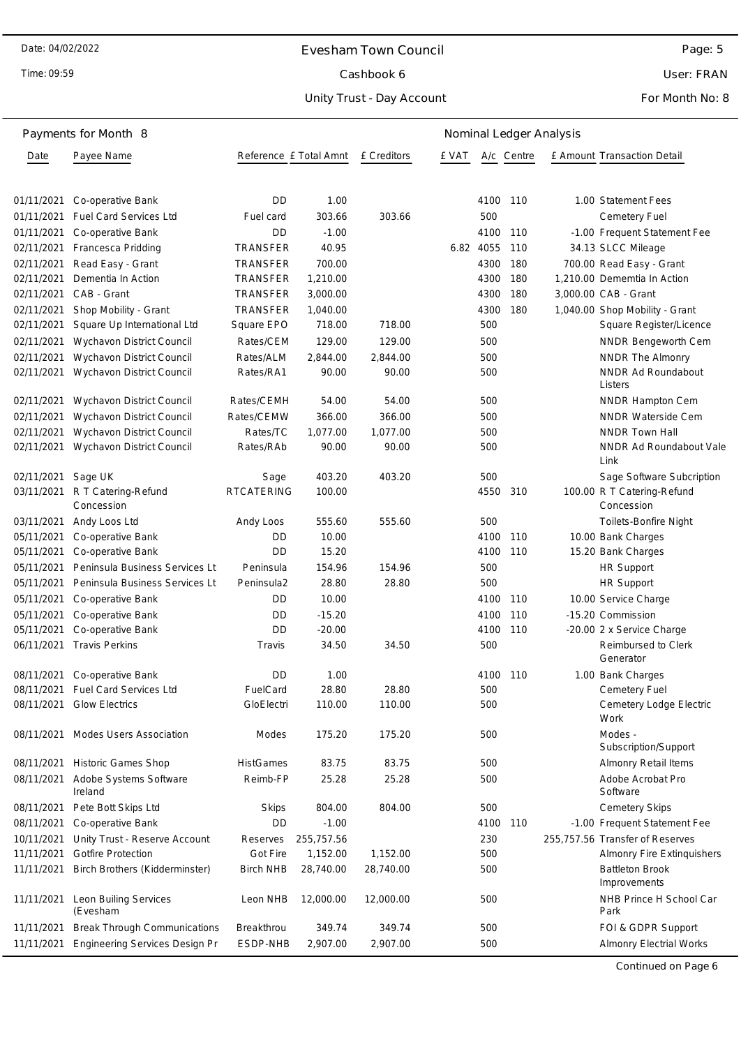# Evesham Town Council

Cashbook 6

Unity Trust - Day Account

For Month No: 8

## Payments for Month 8

Nominal Ledger Analysis

| Date | Payee Name | Reference | £ Total Amnt | £ Creditors | £ VAT | A/c | Centre | £ Amount | Transaction Detail |
|---|---|---|---|---|---|---|---|---|---|
| 01/11/2021 | Co-operative Bank | DD | 1.00 | | | 4100 | 110 | 1.00 | Statement Fees |
| 01/11/2021 | Fuel Card Services Ltd | Fuel card | 303.66 | 303.66 | | 500 | | | Cemetery Fuel |
| 01/11/2021 | Co-operative Bank | DD | -1.00 | | | 4100 | 110 | -1.00 | Frequent Statement Fee |
| 02/11/2021 | Francesca Pridding | TRANSFER | 40.95 | | 6.82 | 4055 | 110 | 34.13 | SLCC Mileage |
| 02/11/2021 | Read Easy - Grant | TRANSFER | 700.00 | | | 4300 | 180 | 700.00 | Read Easy - Grant |
| 02/11/2021 | Dementia In Action | TRANSFER | 1,210.00 | | | 4300 | 180 | 1,210.00 | Dememtia In Action |
| 02/11/2021 | CAB - Grant | TRANSFER | 3,000.00 | | | 4300 | 180 | 3,000.00 | CAB - Grant |
| 02/11/2021 | Shop Mobility - Grant | TRANSFER | 1,040.00 | | | 4300 | 180 | 1,040.00 | Shop Mobility - Grant |
| 02/11/2021 | Square Up International Ltd | Square EPO | 718.00 | 718.00 | | 500 | | | Square Register/Licence |
| 02/11/2021 | Wychavon District Council | Rates/CEM | 129.00 | 129.00 | | 500 | | | NNDR Bengeworth Cem |
| 02/11/2021 | Wychavon District Council | Rates/ALM | 2,844.00 | 2,844.00 | | 500 | | | NNDR The Almonry |
| 02/11/2021 | Wychavon District Council | Rates/RA1 | 90.00 | 90.00 | | 500 | | | NNDR Ad Roundabout Listers |
| 02/11/2021 | Wychavon District Council | Rates/CEMH | 54.00 | 54.00 | | 500 | | | NNDR Hampton Cem |
| 02/11/2021 | Wychavon District Council | Rates/CEMW | 366.00 | 366.00 | | 500 | | | NNDR Waterside Cem |
| 02/11/2021 | Wychavon District Council | Rates/TC | 1,077.00 | 1,077.00 | | 500 | | | NNDR Town Hall |
| 02/11/2021 | Wychavon District Council | Rates/RAb | 90.00 | 90.00 | | 500 | | | NNDR Ad Roundabout Vale Link |
| 02/11/2021 | Sage UK | Sage | 403.20 | 403.20 | | 500 | | | Sage Software Subcription |
| 03/11/2021 | R T Catering-Refund Concession | RTCATERING | 100.00 | | | 4550 | 310 | 100.00 | R T Catering-Refund Concession |
| 03/11/2021 | Andy Loos Ltd | Andy Loos | 555.60 | 555.60 | | 500 | | | Toilets-Bonfire Night |
| 05/11/2021 | Co-operative Bank | DD | 10.00 | | | 4100 | 110 | 10.00 | Bank Charges |
| 05/11/2021 | Co-operative Bank | DD | 15.20 | | | 4100 | 110 | 15.20 | Bank Charges |
| 05/11/2021 | Peninsula Business Services Lt | Peninsula | 154.96 | 154.96 | | 500 | | | HR Support |
| 05/11/2021 | Peninsula Business Services Lt | Peninsula2 | 28.80 | 28.80 | | 500 | | | HR Support |
| 05/11/2021 | Co-operative Bank | DD | 10.00 | | | 4100 | 110 | 10.00 | Service Charge |
| 05/11/2021 | Co-operative Bank | DD | -15.20 | | | 4100 | 110 | -15.20 | Commission |
| 05/11/2021 | Co-operative Bank | DD | -20.00 | | | 4100 | 110 | -20.00 | 2 x Service Charge |
| 06/11/2021 | Travis Perkins | Travis | 34.50 | 34.50 | | 500 | | | Reimbursed to Clerk Generator |
| 08/11/2021 | Co-operative Bank | DD | 1.00 | | | 4100 | 110 | 1.00 | Bank Charges |
| 08/11/2021 | Fuel Card Services Ltd | FuelCard | 28.80 | 28.80 | | 500 | | | Cemetery Fuel |
| 08/11/2021 | Glow Electrics | GloElectri | 110.00 | 110.00 | | 500 | | | Cemetery Lodge Electric Work |
| 08/11/2021 | Modes Users Association | Modes | 175.20 | 175.20 | | 500 | | | Modes - Subscription/Support |
| 08/11/2021 | Historic Games Shop | HistGames | 83.75 | 83.75 | | 500 | | | Almonry Retail Items |
| 08/11/2021 | Adobe Systems Software Ireland | Reimb-FP | 25.28 | 25.28 | | 500 | | | Adobe Acrobat Pro Software |
| 08/11/2021 | Pete Bott Skips Ltd | Skips | 804.00 | 804.00 | | 500 | | | Cemetery Skips |
| 08/11/2021 | Co-operative Bank | DD | -1.00 | | | 4100 | 110 | -1.00 | Frequent Statement Fee |
| 10/11/2021 | Unity Trust - Reserve Account | Reserves | 255,757.56 | | | 230 | | 255,757.56 | Transfer of Reserves |
| 11/11/2021 | Gotfire Protection | Got Fire | 1,152.00 | 1,152.00 | | 500 | | | Almonry Fire Extinquishers |
| 11/11/2021 | Birch Brothers (Kidderminster) | Birch NHB | 28,740.00 | 28,740.00 | | 500 | | | Battleton Brook Improvements |
| 11/11/2021 | Leon Builing Services (Evesham | Leon NHB | 12,000.00 | 12,000.00 | | 500 | | | NHB Prince H School Car Park |
| 11/11/2021 | Break Through Communications | Breakthrou | 349.74 | 349.74 | | 500 | | | FOI & GDPR Support |
| 11/11/2021 | Engineering Services Design Pr | ESDP-NHB | 2,907.00 | 2,907.00 | | 500 | | | Almonry Electrial Works |

Continued on Page 6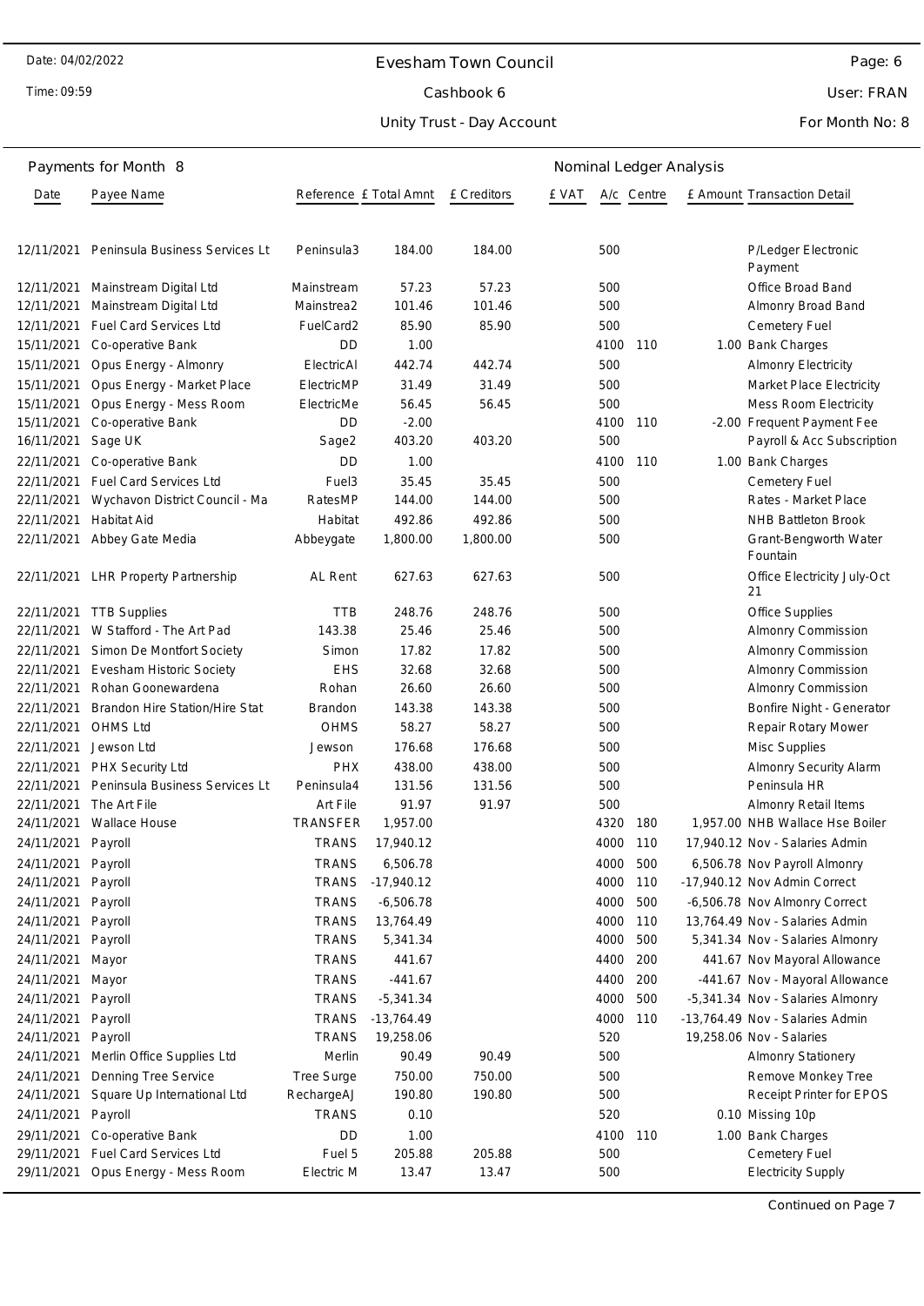Date: 04/02/2022

Time: 09:59

# Evesham Town Council

## Cashbook 6

## Unity Trust - Day Account

User: FRAN

For Month No: 8

**Payments for Month 8** — Nominal Ledger Analysis

| Date | Payee Name | Reference | £ Total Amnt | £ Creditors | £ VAT | A/c | Centre | £ Amount | Transaction Detail |
|---|---|---|---|---|---|---|---|---|---|
| 12/11/2021 | Peninsula Business Services Lt | Peninsula3 | 184.00 | 184.00 | | 500 | | | P/Ledger Electronic Payment |
| 12/11/2021 | Mainstream Digital Ltd | Mainstream | 57.23 | 57.23 | | 500 | | | Office Broad Band |
| 12/11/2021 | Mainstream Digital Ltd | Mainstrea2 | 101.46 | 101.46 | | 500 | | | Almonry Broad Band |
| 12/11/2021 | Fuel Card Services Ltd | FuelCard2 | 85.90 | 85.90 | | 500 | | | Cemetery Fuel |
| 15/11/2021 | Co-operative Bank | DD | 1.00 | | | 4100 | 110 | 1.00 | Bank Charges |
| 15/11/2021 | Opus Energy - Almonry | ElectricAl | 442.74 | 442.74 | | 500 | | | Almonry Electricity |
| 15/11/2021 | Opus Energy - Market Place | ElectricMP | 31.49 | 31.49 | | 500 | | | Market Place Electricity |
| 15/11/2021 | Opus Energy - Mess Room | ElectricMe | 56.45 | 56.45 | | 500 | | | Mess Room Electricity |
| 15/11/2021 | Co-operative Bank | DD | -2.00 | | | 4100 | 110 | -2.00 | Frequent Payment Fee |
| 16/11/2021 | Sage UK | Sage2 | 403.20 | 403.20 | | 500 | | | Payroll & Acc Subscription |
| 22/11/2021 | Co-operative Bank | DD | 1.00 | | | 4100 | 110 | 1.00 | Bank Charges |
| 22/11/2021 | Fuel Card Services Ltd | Fuel3 | 35.45 | 35.45 | | 500 | | | Cemetery Fuel |
| 22/11/2021 | Wychavon District Council - Ma | RatesMP | 144.00 | 144.00 | | 500 | | | Rates - Market Place |
| 22/11/2021 | Habitat Aid | Habitat | 492.86 | 492.86 | | 500 | | | NHB Battleton Brook |
| 22/11/2021 | Abbey Gate Media | Abbeygate | 1,800.00 | 1,800.00 | | 500 | | | Grant-Bengworth Water Fountain |
| 22/11/2021 | LHR Property Partnership | AL Rent | 627.63 | 627.63 | | 500 | | | Office Electricity July-Oct 21 |
| 22/11/2021 | TTB Supplies | TTB | 248.76 | 248.76 | | 500 | | | Office Supplies |
| 22/11/2021 | W Stafford - The Art Pad | 143.38 | 25.46 | 25.46 | | 500 | | | Almonry Commission |
| 22/11/2021 | Simon De Montfort Society | Simon | 17.82 | 17.82 | | 500 | | | Almonry Commission |
| 22/11/2021 | Evesham Historic Society | EHS | 32.68 | 32.68 | | 500 | | | Almonry Commission |
| 22/11/2021 | Rohan Goonewardena | Rohan | 26.60 | 26.60 | | 500 | | | Almonry Commission |
| 22/11/2021 | Brandon Hire Station/Hire Stat | Brandon | 143.38 | 143.38 | | 500 | | | Bonfire Night - Generator |
| 22/11/2021 | OHMS Ltd | OHMS | 58.27 | 58.27 | | 500 | | | Repair Rotary Mower |
| 22/11/2021 | Jewson Ltd | Jewson | 176.68 | 176.68 | | 500 | | | Misc Supplies |
| 22/11/2021 | PHX Security Ltd | PHX | 438.00 | 438.00 | | 500 | | | Almonry Security Alarm |
| 22/11/2021 | Peninsula Business Services Lt | Peninsula4 | 131.56 | 131.56 | | 500 | | | Peninsula HR |
| 22/11/2021 | The Art File | Art File | 91.97 | 91.97 | | 500 | | | Almonry Retail Items |
| 24/11/2021 | Wallace House | TRANSFER | 1,957.00 | | | 4320 | 180 | 1,957.00 | NHB Wallace Hse Boiler |
| 24/11/2021 | Payroll | TRANS | 17,940.12 | | | 4000 | 110 | 17,940.12 | Nov - Salaries Admin |
| 24/11/2021 | Payroll | TRANS | 6,506.78 | | | 4000 | 500 | 6,506.78 | Nov Payroll Almonry |
| 24/11/2021 | Payroll | TRANS | -17,940.12 | | | 4000 | 110 | -17,940.12 | Nov Admin Correct |
| 24/11/2021 | Payroll | TRANS | -6,506.78 | | | 4000 | 500 | -6,506.78 | Nov Almonry Correct |
| 24/11/2021 | Payroll | TRANS | 13,764.49 | | | 4000 | 110 | 13,764.49 | Nov - Salaries Admin |
| 24/11/2021 | Payroll | TRANS | 5,341.34 | | | 4000 | 500 | 5,341.34 | Nov - Salaries Almonry |
| 24/11/2021 | Mayor | TRANS | 441.67 | | | 4400 | 200 | 441.67 | Nov Mayoral Allowance |
| 24/11/2021 | Mayor | TRANS | -441.67 | | | 4400 | 200 | -441.67 | Nov - Mayoral Allowance |
| 24/11/2021 | Payroll | TRANS | -5,341.34 | | | 4000 | 500 | -5,341.34 | Nov - Salaries Almonry |
| 24/11/2021 | Payroll | TRANS | -13,764.49 | | | 4000 | 110 | -13,764.49 | Nov - Salaries Admin |
| 24/11/2021 | Payroll | TRANS | 19,258.06 | | | 520 | | 19,258.06 | Nov - Salaries |
| 24/11/2021 | Merlin Office Supplies Ltd | Merlin | 90.49 | 90.49 | | 500 | | | Almonry Stationery |
| 24/11/2021 | Denning Tree Service | Tree Surge | 750.00 | 750.00 | | 500 | | | Remove Monkey Tree |
| 24/11/2021 | Square Up International Ltd | RechargeAJ | 190.80 | 190.80 | | 500 | | | Receipt Printer for EPOS |
| 24/11/2021 | Payroll | TRANS | 0.10 | | | 520 | | 0.10 | Missing 10p |
| 29/11/2021 | Co-operative Bank | DD | 1.00 | | | 4100 | 110 | 1.00 | Bank Charges |
| 29/11/2021 | Fuel Card Services Ltd | Fuel 5 | 205.88 | 205.88 | | 500 | | | Cemetery Fuel |
| 29/11/2021 | Opus Energy - Mess Room | Electric M | 13.47 | 13.47 | | 500 | | | Electricity Supply |

Continued on Page 7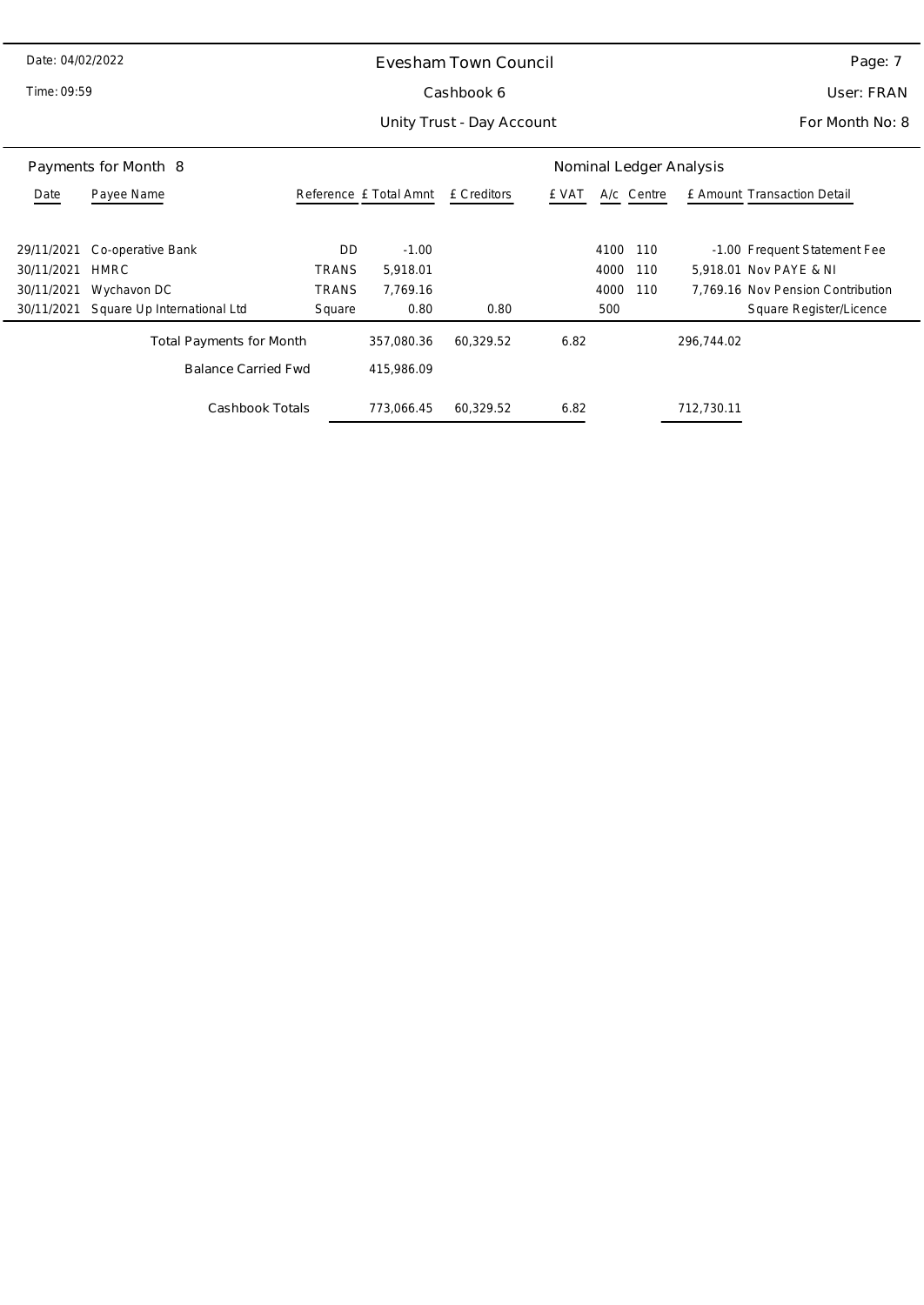# Evesham Town Council

Cashbook 6

Unity Trust - Day Account

For Month No: 8

## Payments for Month 8

| Date | Payee Name | Reference | £ Total Amnt | £ Creditors | £ VAT | A/c | Centre | £ Amount | Transaction Detail |
|---|---|---|---|---|---|---|---|---|---|
| 29/11/2021 | Co-operative Bank | DD | -1.00 | | | 4100 | 110 | -1.00 | Frequent Statement Fee |
| 30/11/2021 | HMRC | TRANS | 5,918.01 | | | 4000 | 110 | 5,918.01 | Nov PAYE & NI |
| 30/11/2021 | Wychavon DC | TRANS | 7,769.16 | | | 4000 | 110 | 7,769.16 | Nov Pension Contribution |
| 30/11/2021 | Square Up International Ltd | Square | 0.80 | 0.80 | | 500 | | | Square Register/Licence |
| | Total Payments for Month | | 357,080.36 | 60,329.52 | 6.82 | | | 296,744.02 | |
| | Balance Carried Fwd | | 415,986.09 | | | | | | |
| | Cashbook Totals | | 773,066.45 | 60,329.52 | 6.82 | | | 712,730.11 | |